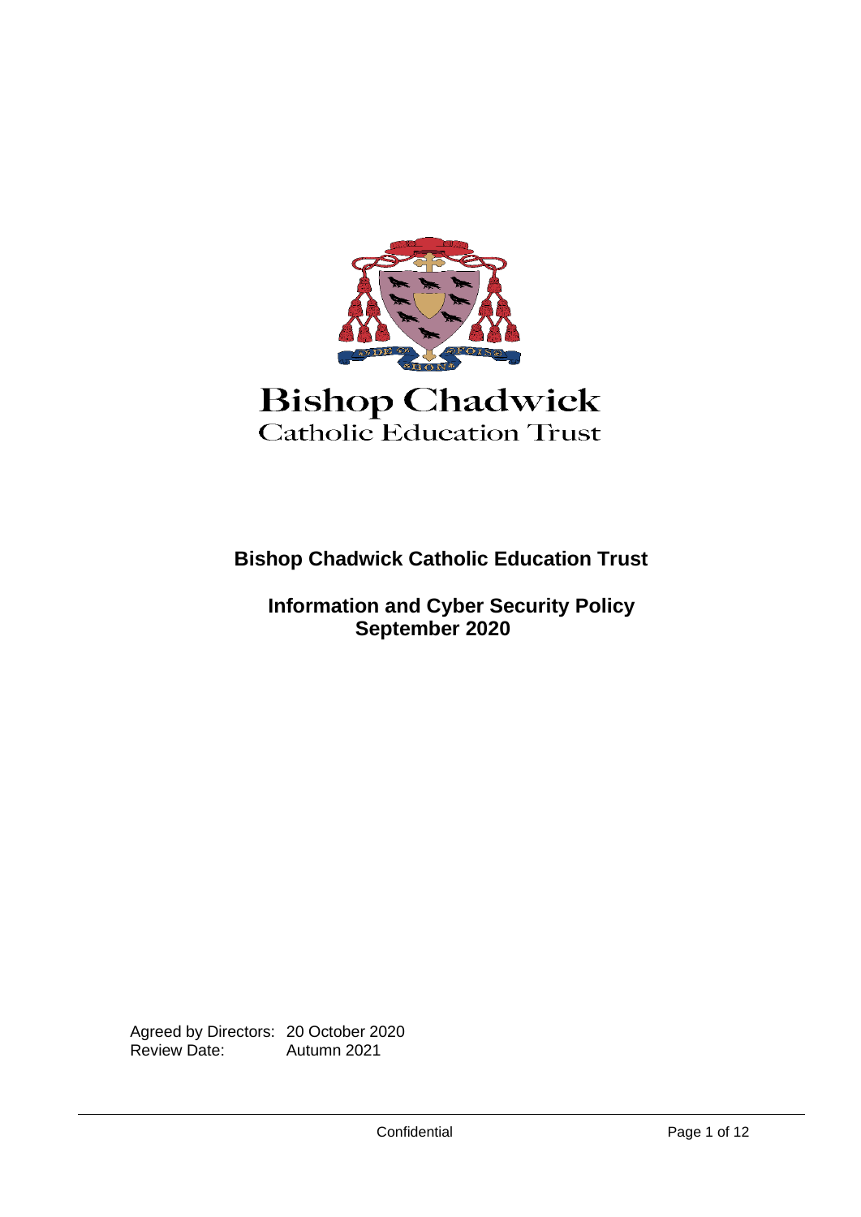Bishop Chadwick
Catholic Education Trust

# Bishop Chadwick Catholic Education Trust

## Information and Cyber Security Policy
## September 2020

Agreed by Directors: 20 October 2020
Review Date: Autumn 2021

Confidential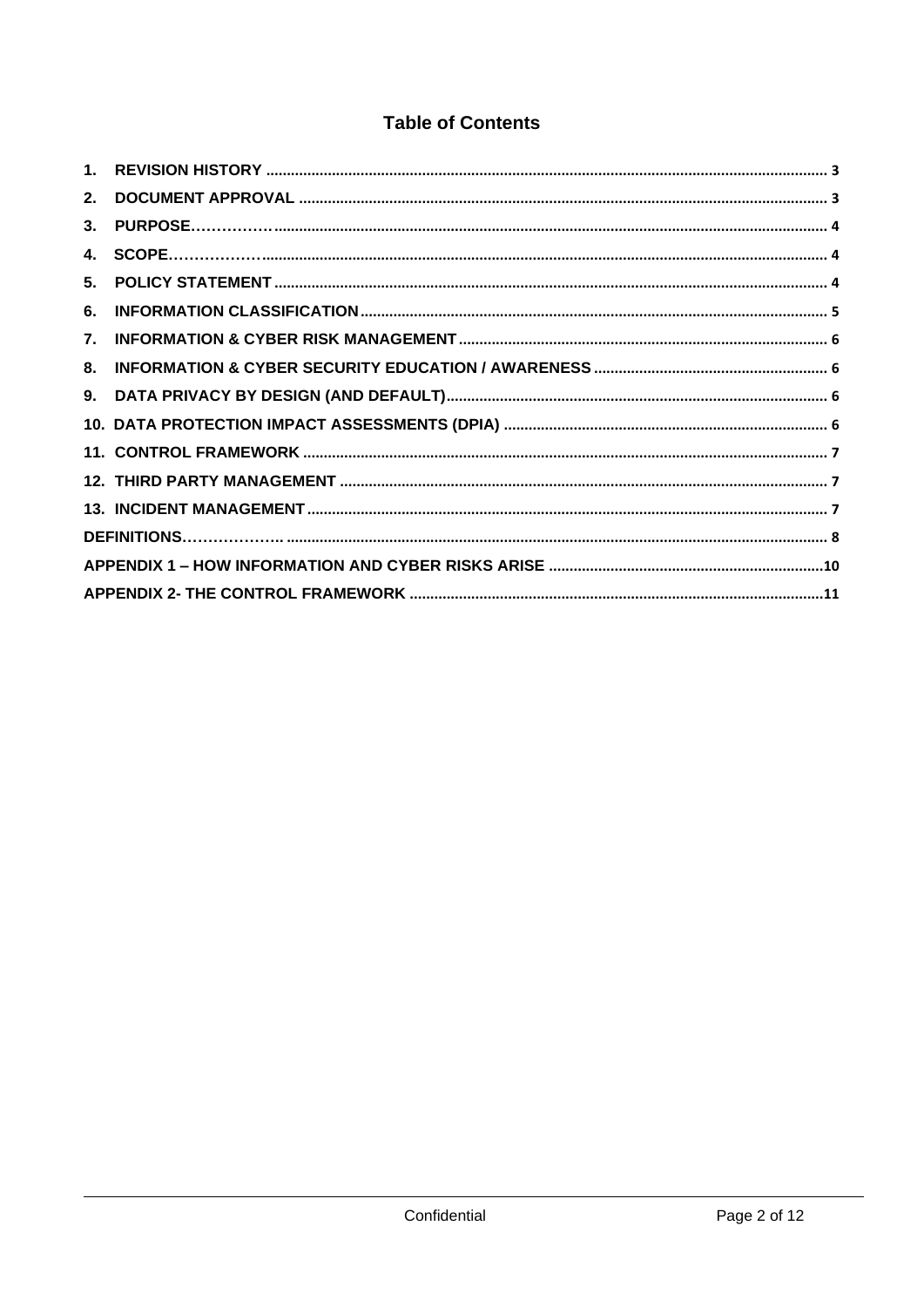# Table of Contents

1. REVISION HISTORY ..... 3
2. DOCUMENT APPROVAL ..... 3
3. PURPOSE……………. ..... 4
4. SCOPE……………… ..... 4
5. POLICY STATEMENT ..... 4
6. INFORMATION CLASSIFICATION ..... 5
7. INFORMATION & CYBER RISK MANAGEMENT ..... 6
8. INFORMATION & CYBER SECURITY EDUCATION / AWARENESS ..... 6
9. DATA PRIVACY BY DESIGN (AND DEFAULT) ..... 6
10. DATA PROTECTION IMPACT ASSESSMENTS (DPIA) ..... 6
11. CONTROL FRAMEWORK ..... 7
12. THIRD PARTY MANAGEMENT ..... 7
13. INCIDENT MANAGEMENT ..... 7

DEFINITIONS……………….. ..... 8

APPENDIX 1 – HOW INFORMATION AND CYBER RISKS ARISE ..... 10

APPENDIX 2- THE CONTROL FRAMEWORK ..... 11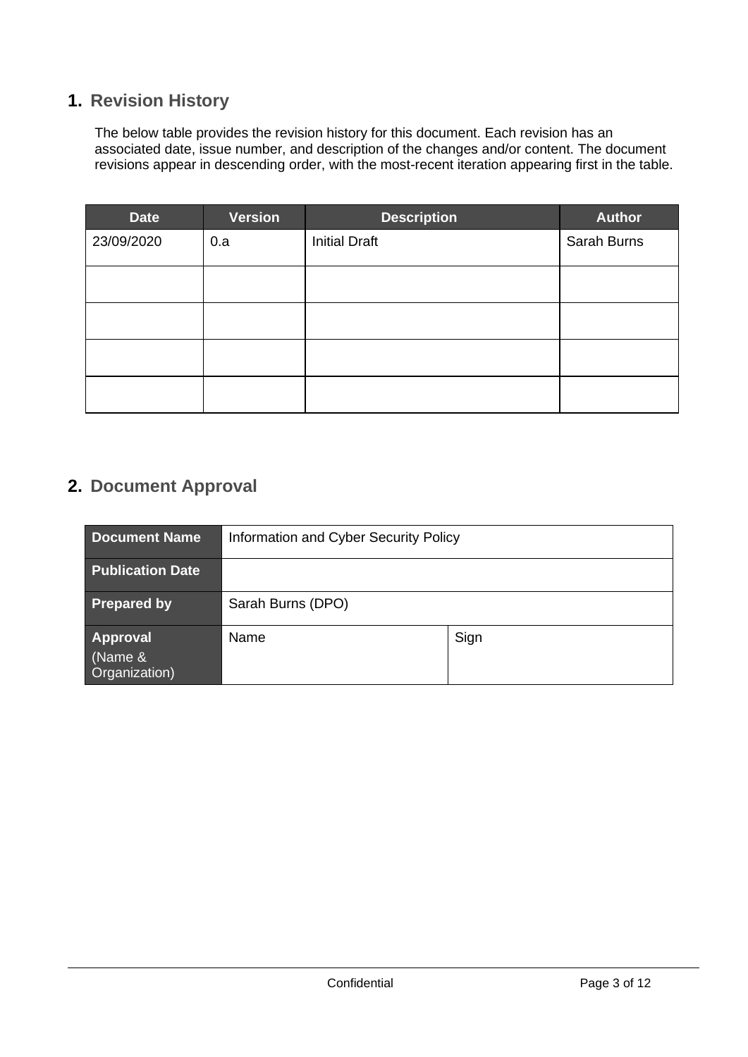## 1. Revision History

The below table provides the revision history for this document. Each revision has an associated date, issue number, and description of the changes and/or content. The document revisions appear in descending order, with the most-recent iteration appearing first in the table.

| Date | Version | Description | Author |
|---|---|---|---|
| 23/09/2020 | 0.a | Initial Draft | Sarah Burns |
| | | | |
| | | | |
| | | | |
| | | | |

## 2. Document Approval

| **Document Name** | Information and Cyber Security Policy | |
|---|---|---|
| **Publication Date** | | |
| **Prepared by** | Sarah Burns (DPO) | |
| **Approval** (Name & Organization) | Name | Sign |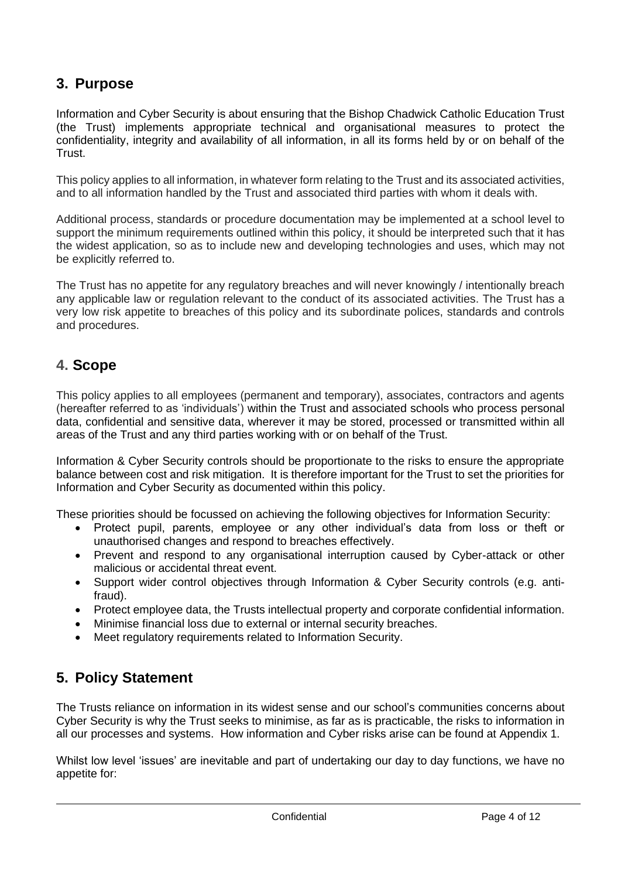## 3. Purpose

Information and Cyber Security is about ensuring that the Bishop Chadwick Catholic Education Trust (the Trust) implements appropriate technical and organisational measures to protect the confidentiality, integrity and availability of all information, in all its forms held by or on behalf of the Trust.

This policy applies to all information, in whatever form relating to the Trust and its associated activities, and to all information handled by the Trust and associated third parties with whom it deals with.

Additional process, standards or procedure documentation may be implemented at a school level to support the minimum requirements outlined within this policy, it should be interpreted such that it has the widest application, so as to include new and developing technologies and uses, which may not be explicitly referred to.

The Trust has no appetite for any regulatory breaches and will never knowingly / intentionally breach any applicable law or regulation relevant to the conduct of its associated activities. The Trust has a very low risk appetite to breaches of this policy and its subordinate polices, standards and controls and procedures.

## 4. Scope

This policy applies to all employees (permanent and temporary), associates, contractors and agents (hereafter referred to as 'individuals') within the Trust and associated schools who process personal data, confidential and sensitive data, wherever it may be stored, processed or transmitted within all areas of the Trust and any third parties working with or on behalf of the Trust.

Information & Cyber Security controls should be proportionate to the risks to ensure the appropriate balance between cost and risk mitigation. It is therefore important for the Trust to set the priorities for Information and Cyber Security as documented within this policy.

These priorities should be focussed on achieving the following objectives for Information Security:

- Protect pupil, parents, employee or any other individual's data from loss or theft or unauthorised changes and respond to breaches effectively.
- Prevent and respond to any organisational interruption caused by Cyber-attack or other malicious or accidental threat event.
- Support wider control objectives through Information & Cyber Security controls (e.g. anti-fraud).
- Protect employee data, the Trusts intellectual property and corporate confidential information.
- Minimise financial loss due to external or internal security breaches.
- Meet regulatory requirements related to Information Security.

## 5. Policy Statement

The Trusts reliance on information in its widest sense and our school's communities concerns about Cyber Security is why the Trust seeks to minimise, as far as is practicable, the risks to information in all our processes and systems. How information and Cyber risks arise can be found at Appendix 1.

Whilst low level 'issues' are inevitable and part of undertaking our day to day functions, we have no appetite for: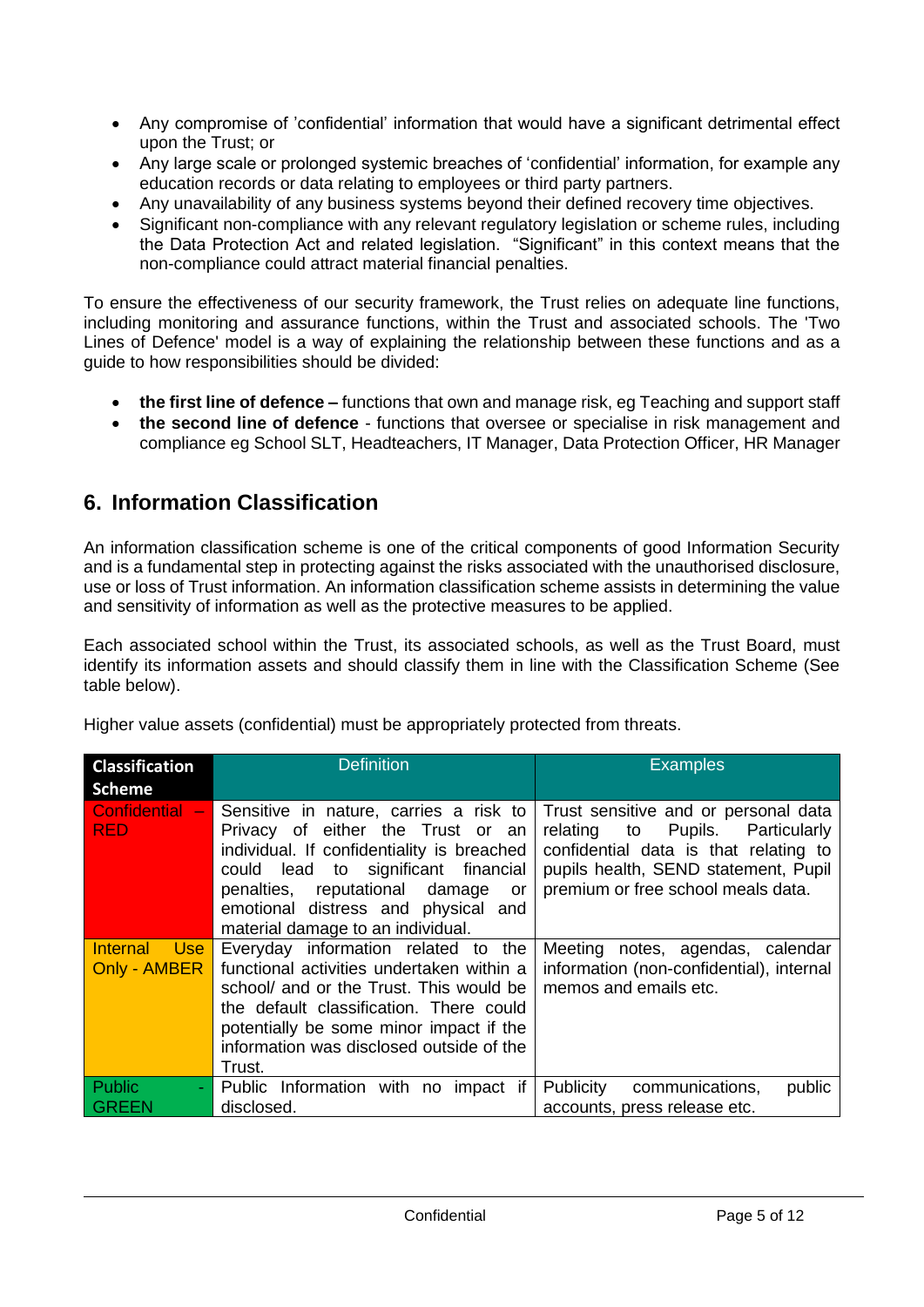- Any compromise of 'confidential' information that would have a significant detrimental effect upon the Trust; or
- Any large scale or prolonged systemic breaches of 'confidential' information, for example any education records or data relating to employees or third party partners.
- Any unavailability of any business systems beyond their defined recovery time objectives.
- Significant non-compliance with any relevant regulatory legislation or scheme rules, including the Data Protection Act and related legislation. "Significant" in this context means that the non-compliance could attract material financial penalties.

To ensure the effectiveness of our security framework, the Trust relies on adequate line functions, including monitoring and assurance functions, within the Trust and associated schools. The 'Two Lines of Defence' model is a way of explaining the relationship between these functions and as a guide to how responsibilities should be divided:

- **the first line of defence –** functions that own and manage risk, eg Teaching and support staff
- **the second line of defence** - functions that oversee or specialise in risk management and compliance eg School SLT, Headteachers, IT Manager, Data Protection Officer, HR Manager

## 6. Information Classification

An information classification scheme is one of the critical components of good Information Security and is a fundamental step in protecting against the risks associated with the unauthorised disclosure, use or loss of Trust information. An information classification scheme assists in determining the value and sensitivity of information as well as the protective measures to be applied.

Each associated school within the Trust, its associated schools, as well as the Trust Board, must identify its information assets and should classify them in line with the Classification Scheme (See table below).

Higher value assets (confidential) must be appropriately protected from threats.

| Classification Scheme | Definition | Examples |
|---|---|---|
| Confidential – RED | Sensitive in nature, carries a risk to Privacy of either the Trust or an individual. If confidentiality is breached could lead to significant financial penalties, reputational damage or emotional distress and physical and material damage to an individual. | Trust sensitive and or personal data relating to Pupils. Particularly confidential data is that relating to pupils health, SEND statement, Pupil premium or free school meals data. |
| Internal Use Only - AMBER | Everyday information related to the functional activities undertaken within a school/ and or the Trust. This would be the default classification. There could potentially be some minor impact if the information was disclosed outside of the Trust. | Meeting notes, agendas, calendar information (non-confidential), internal memos and emails etc. |
| Public - GREEN | Public Information with no impact if disclosed. | Publicity communications, public accounts, press release etc. |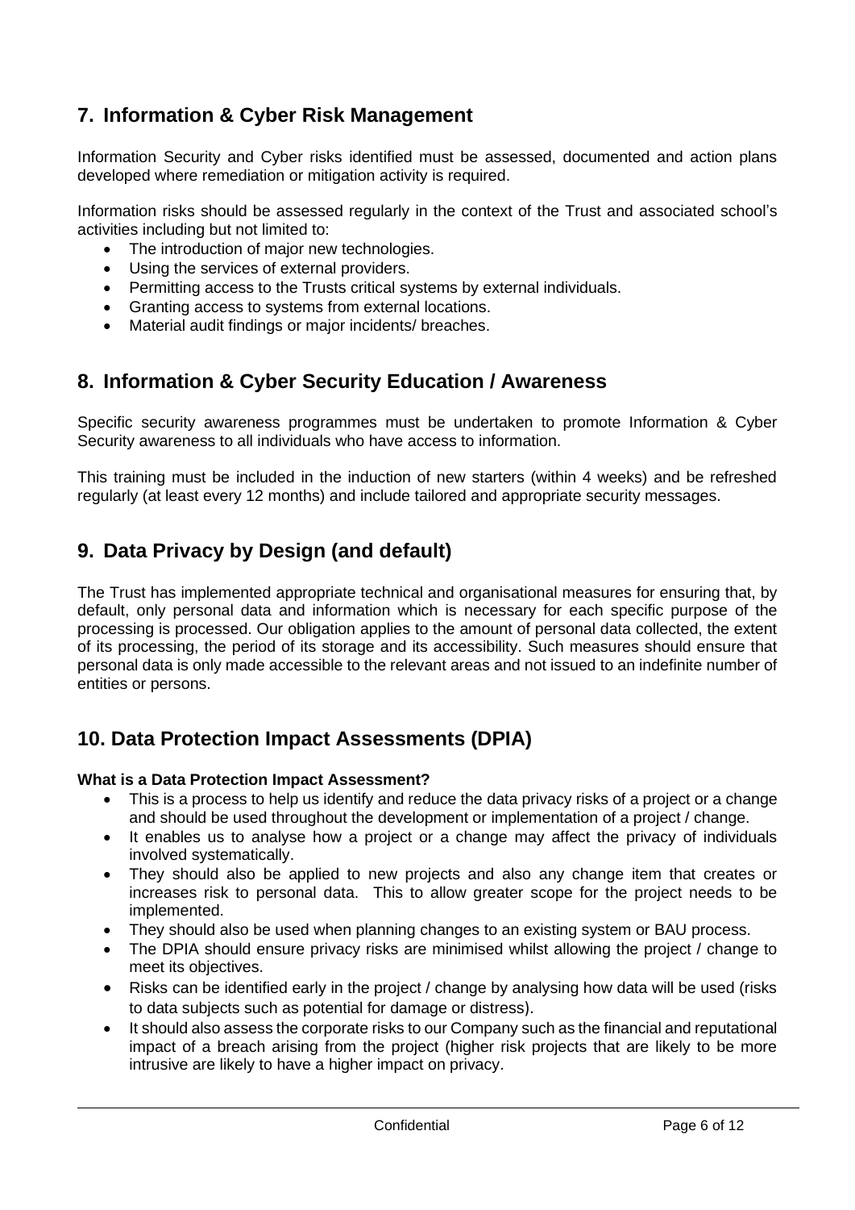## 7. Information & Cyber Risk Management

Information Security and Cyber risks identified must be assessed, documented and action plans developed where remediation or mitigation activity is required.

Information risks should be assessed regularly in the context of the Trust and associated school's activities including but not limited to:

- The introduction of major new technologies.
- Using the services of external providers.
- Permitting access to the Trusts critical systems by external individuals.
- Granting access to systems from external locations.
- Material audit findings or major incidents/ breaches.

## 8. Information & Cyber Security Education / Awareness

Specific security awareness programmes must be undertaken to promote Information & Cyber Security awareness to all individuals who have access to information.

This training must be included in the induction of new starters (within 4 weeks) and be refreshed regularly (at least every 12 months) and include tailored and appropriate security messages.

## 9. Data Privacy by Design (and default)

The Trust has implemented appropriate technical and organisational measures for ensuring that, by default, only personal data and information which is necessary for each specific purpose of the processing is processed. Our obligation applies to the amount of personal data collected, the extent of its processing, the period of its storage and its accessibility. Such measures should ensure that personal data is only made accessible to the relevant areas and not issued to an indefinite number of entities or persons.

## 10. Data Protection Impact Assessments (DPIA)

**What is a Data Protection Impact Assessment?**

- This is a process to help us identify and reduce the data privacy risks of a project or a change and should be used throughout the development or implementation of a project / change.
- It enables us to analyse how a project or a change may affect the privacy of individuals involved systematically.
- They should also be applied to new projects and also any change item that creates or increases risk to personal data. This to allow greater scope for the project needs to be implemented.
- They should also be used when planning changes to an existing system or BAU process.
- The DPIA should ensure privacy risks are minimised whilst allowing the project / change to meet its objectives.
- Risks can be identified early in the project / change by analysing how data will be used (risks to data subjects such as potential for damage or distress).
- It should also assess the corporate risks to our Company such as the financial and reputational impact of a breach arising from the project (higher risk projects that are likely to be more intrusive are likely to have a higher impact on privacy.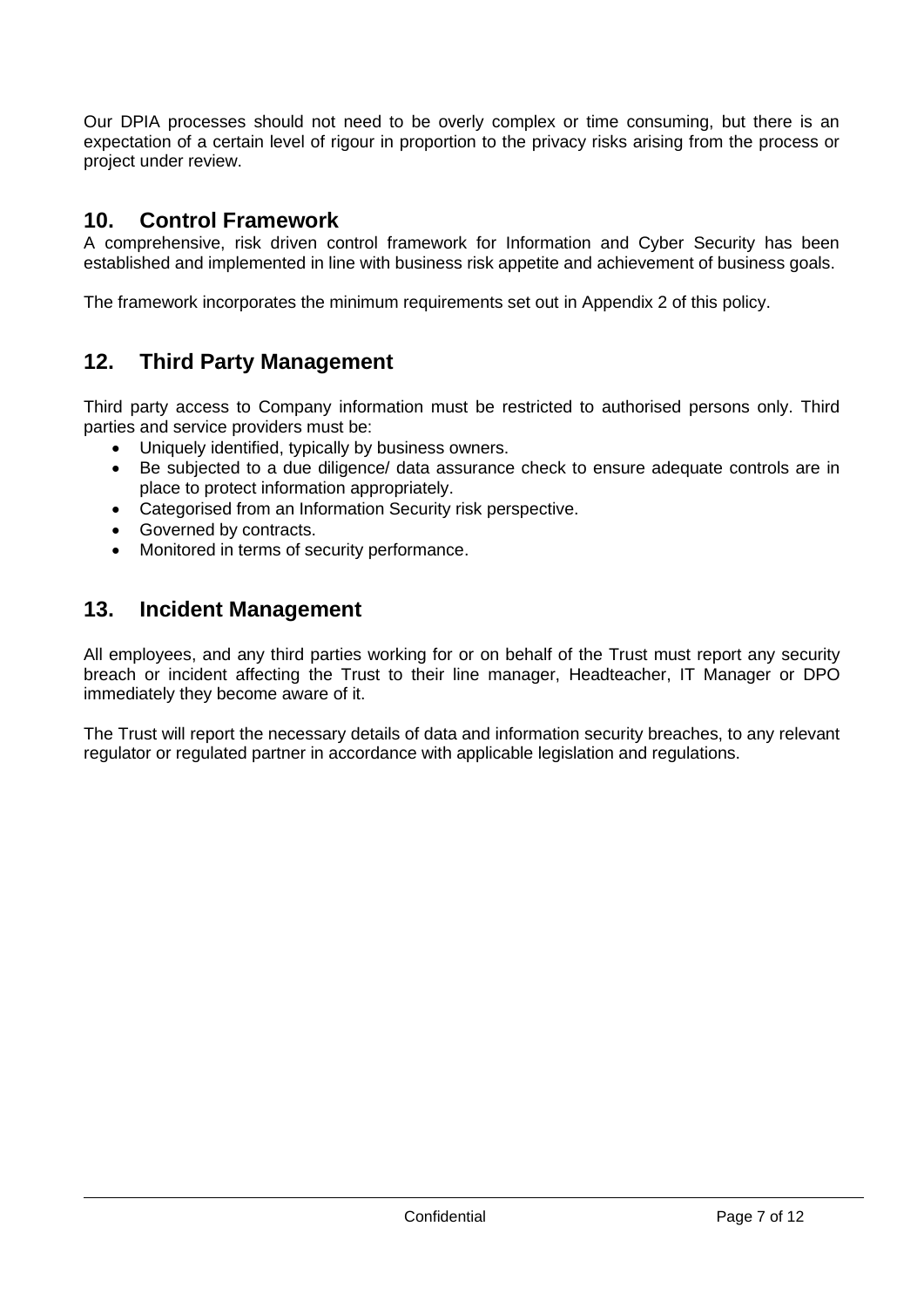Our DPIA processes should not need to be overly complex or time consuming, but there is an expectation of a certain level of rigour in proportion to the privacy risks arising from the process or project under review.

## 10. Control Framework

A comprehensive, risk driven control framework for Information and Cyber Security has been established and implemented in line with business risk appetite and achievement of business goals.

The framework incorporates the minimum requirements set out in Appendix 2 of this policy.

## 12. Third Party Management

Third party access to Company information must be restricted to authorised persons only. Third parties and service providers must be:

- Uniquely identified, typically by business owners.
- Be subjected to a due diligence/ data assurance check to ensure adequate controls are in place to protect information appropriately.
- Categorised from an Information Security risk perspective.
- Governed by contracts.
- Monitored in terms of security performance.

## 13. Incident Management

All employees, and any third parties working for or on behalf of the Trust must report any security breach or incident affecting the Trust to their line manager, Headteacher, IT Manager or DPO immediately they become aware of it.

The Trust will report the necessary details of data and information security breaches, to any relevant regulator or regulated partner in accordance with applicable legislation and regulations.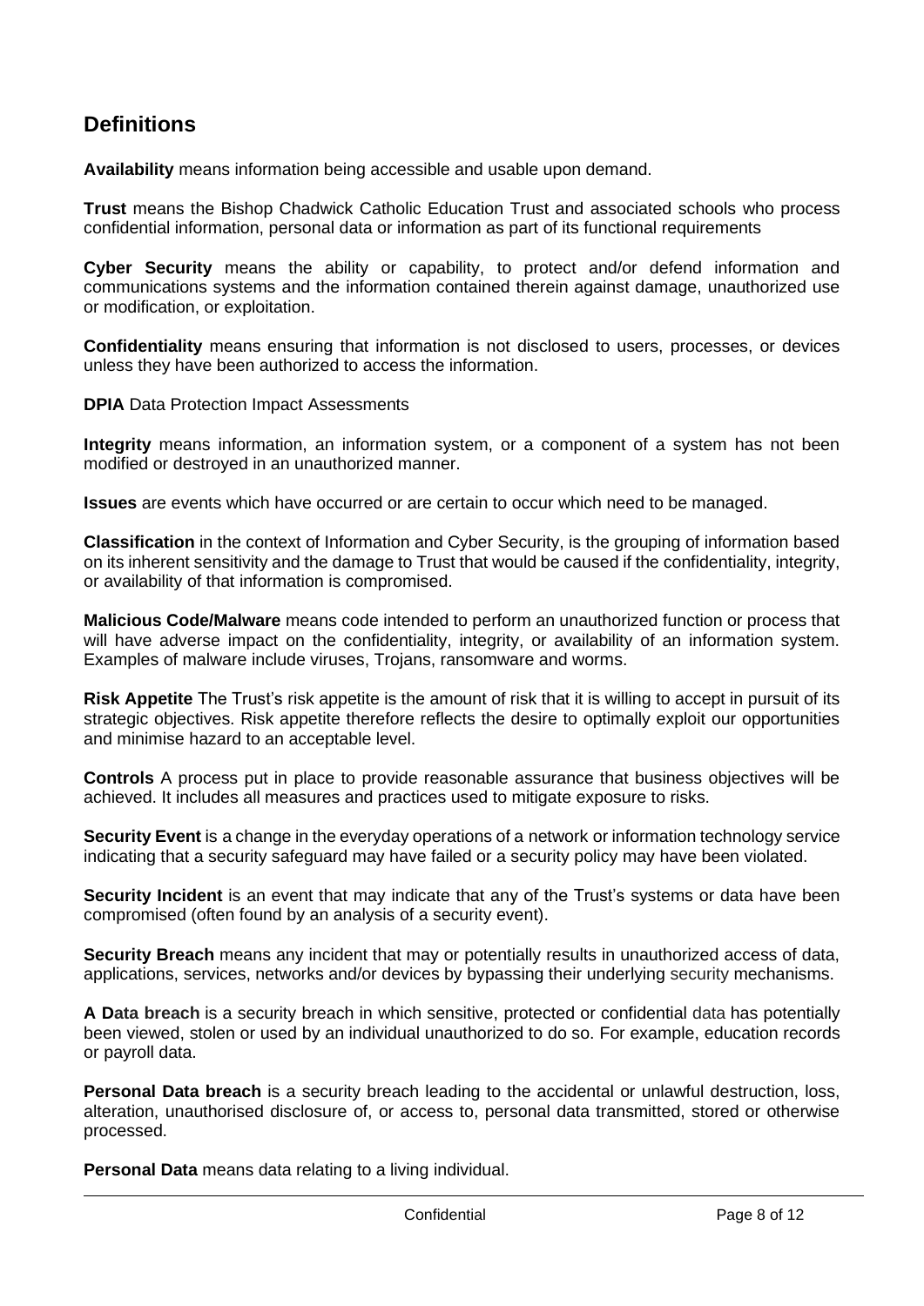## Definitions

**Availability** means information being accessible and usable upon demand.

**Trust** means the Bishop Chadwick Catholic Education Trust and associated schools who process confidential information, personal data or information as part of its functional requirements

**Cyber Security** means the ability or capability, to protect and/or defend information and communications systems and the information contained therein against damage, unauthorized use or modification, or exploitation.

**Confidentiality** means ensuring that information is not disclosed to users, processes, or devices unless they have been authorized to access the information.

**DPIA** Data Protection Impact Assessments

**Integrity** means information, an information system, or a component of a system has not been modified or destroyed in an unauthorized manner.

**Issues** are events which have occurred or are certain to occur which need to be managed.

**Classification** in the context of Information and Cyber Security, is the grouping of information based on its inherent sensitivity and the damage to Trust that would be caused if the confidentiality, integrity, or availability of that information is compromised.

**Malicious Code/Malware** means code intended to perform an unauthorized function or process that will have adverse impact on the confidentiality, integrity, or availability of an information system. Examples of malware include viruses, Trojans, ransomware and worms.

**Risk Appetite** The Trust's risk appetite is the amount of risk that it is willing to accept in pursuit of its strategic objectives. Risk appetite therefore reflects the desire to optimally exploit our opportunities and minimise hazard to an acceptable level.

**Controls** A process put in place to provide reasonable assurance that business objectives will be achieved. It includes all measures and practices used to mitigate exposure to risks.

**Security Event** is a change in the everyday operations of a network or information technology service indicating that a security safeguard may have failed or a security policy may have been violated.

**Security Incident** is an event that may indicate that any of the Trust's systems or data have been compromised (often found by an analysis of a security event).

**Security Breach** means any incident that may or potentially results in unauthorized access of data, applications, services, networks and/or devices by bypassing their underlying security mechanisms.

**A Data breach** is a security breach in which sensitive, protected or confidential data has potentially been viewed, stolen or used by an individual unauthorized to do so. For example, education records or payroll data.

**Personal Data breach** is a security breach leading to the accidental or unlawful destruction, loss, alteration, unauthorised disclosure of, or access to, personal data transmitted, stored or otherwise processed.

**Personal Data** means data relating to a living individual.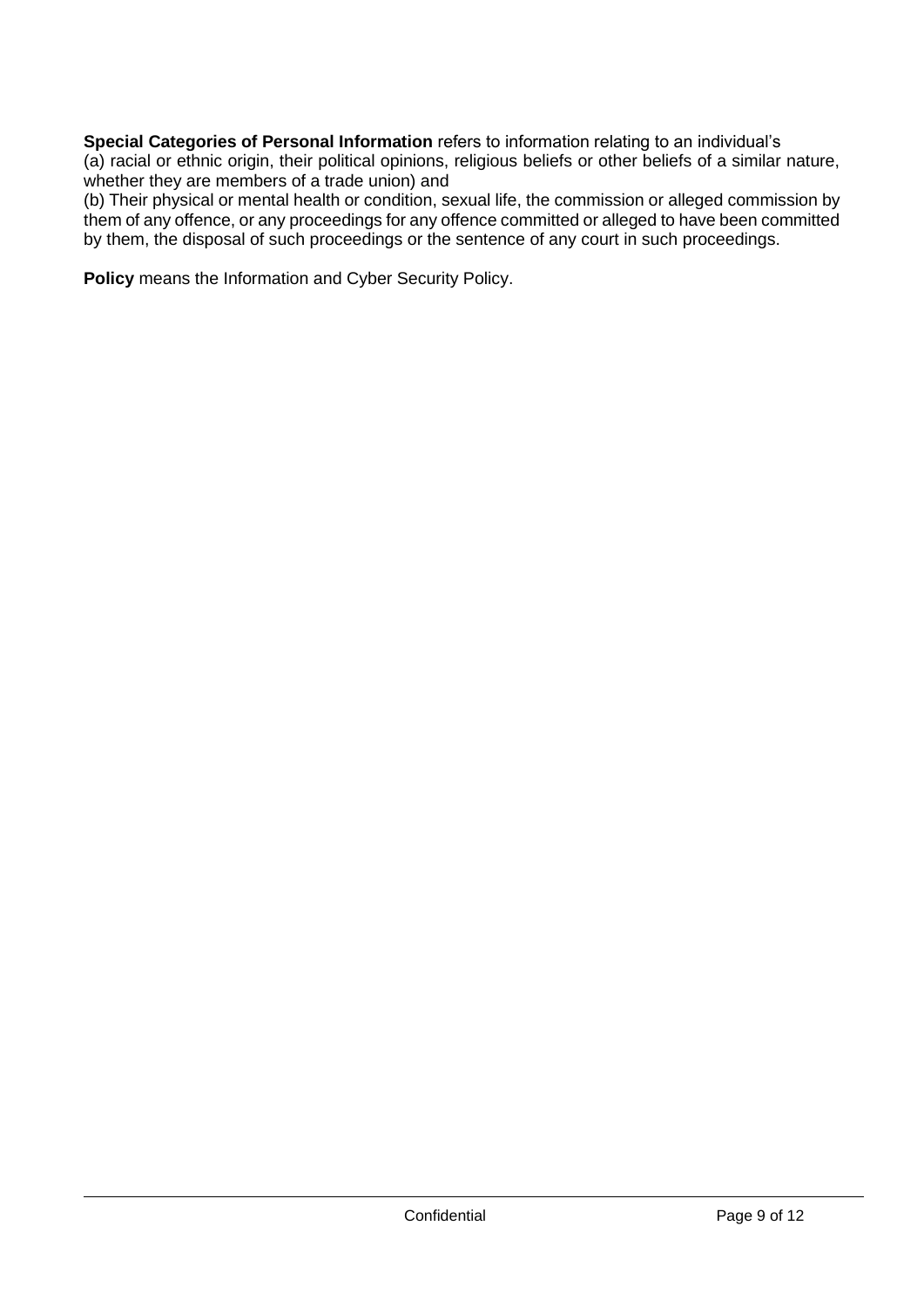**Special Categories of Personal Information** refers to information relating to an individual's
(a) racial or ethnic origin, their political opinions, religious beliefs or other beliefs of a similar nature, whether they are members of a trade union) and
(b) Their physical or mental health or condition, sexual life, the commission or alleged commission by them of any offence, or any proceedings for any offence committed or alleged to have been committed by them, the disposal of such proceedings or the sentence of any court in such proceedings.

**Policy** means the Information and Cyber Security Policy.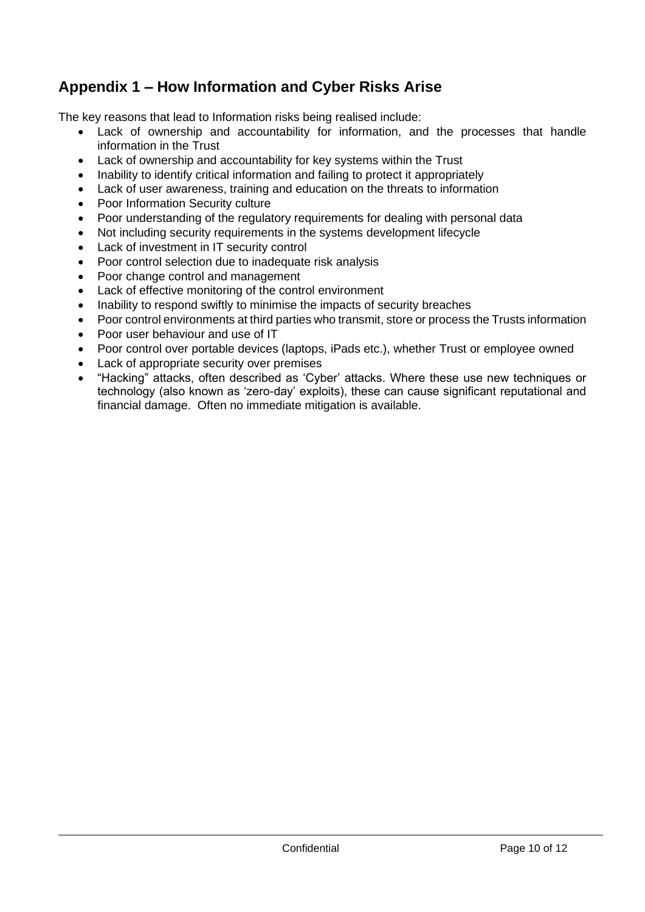## Appendix 1 – How Information and Cyber Risks Arise

The key reasons that lead to Information risks being realised include:

- Lack of ownership and accountability for information, and the processes that handle information in the Trust
- Lack of ownership and accountability for key systems within the Trust
- Inability to identify critical information and failing to protect it appropriately
- Lack of user awareness, training and education on the threats to information
- Poor Information Security culture
- Poor understanding of the regulatory requirements for dealing with personal data
- Not including security requirements in the systems development lifecycle
- Lack of investment in IT security control
- Poor control selection due to inadequate risk analysis
- Poor change control and management
- Lack of effective monitoring of the control environment
- Inability to respond swiftly to minimise the impacts of security breaches
- Poor control environments at third parties who transmit, store or process the Trusts information
- Poor user behaviour and use of IT
- Poor control over portable devices (laptops, iPads etc.), whether Trust or employee owned
- Lack of appropriate security over premises
- "Hacking" attacks, often described as 'Cyber' attacks. Where these use new techniques or technology (also known as 'zero-day' exploits), these can cause significant reputational and financial damage. Often no immediate mitigation is available.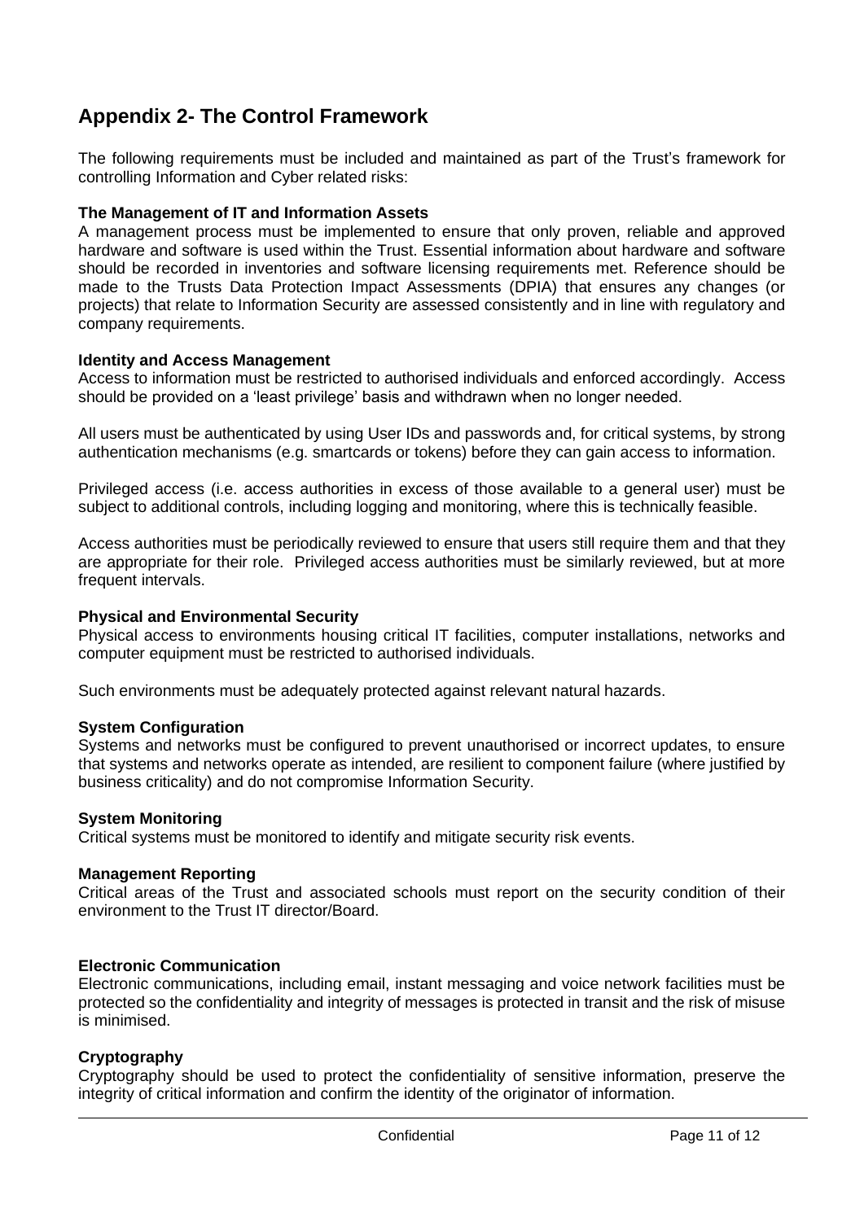## Appendix 2- The Control Framework

The following requirements must be included and maintained as part of the Trust's framework for controlling Information and Cyber related risks:

**The Management of IT and Information Assets**

A management process must be implemented to ensure that only proven, reliable and approved hardware and software is used within the Trust. Essential information about hardware and software should be recorded in inventories and software licensing requirements met. Reference should be made to the Trusts Data Protection Impact Assessments (DPIA) that ensures any changes (or projects) that relate to Information Security are assessed consistently and in line with regulatory and company requirements.

**Identity and Access Management**

Access to information must be restricted to authorised individuals and enforced accordingly. Access should be provided on a 'least privilege' basis and withdrawn when no longer needed.

All users must be authenticated by using User IDs and passwords and, for critical systems, by strong authentication mechanisms (e.g. smartcards or tokens) before they can gain access to information.

Privileged access (i.e. access authorities in excess of those available to a general user) must be subject to additional controls, including logging and monitoring, where this is technically feasible.

Access authorities must be periodically reviewed to ensure that users still require them and that they are appropriate for their role. Privileged access authorities must be similarly reviewed, but at more frequent intervals.

**Physical and Environmental Security**

Physical access to environments housing critical IT facilities, computer installations, networks and computer equipment must be restricted to authorised individuals.

Such environments must be adequately protected against relevant natural hazards.

**System Configuration**

Systems and networks must be configured to prevent unauthorised or incorrect updates, to ensure that systems and networks operate as intended, are resilient to component failure (where justified by business criticality) and do not compromise Information Security.

**System Monitoring**

Critical systems must be monitored to identify and mitigate security risk events.

**Management Reporting**

Critical areas of the Trust and associated schools must report on the security condition of their environment to the Trust IT director/Board.

**Electronic Communication**

Electronic communications, including email, instant messaging and voice network facilities must be protected so the confidentiality and integrity of messages is protected in transit and the risk of misuse is minimised.

**Cryptography**

Cryptography should be used to protect the confidentiality of sensitive information, preserve the integrity of critical information and confirm the identity of the originator of information.

Confidential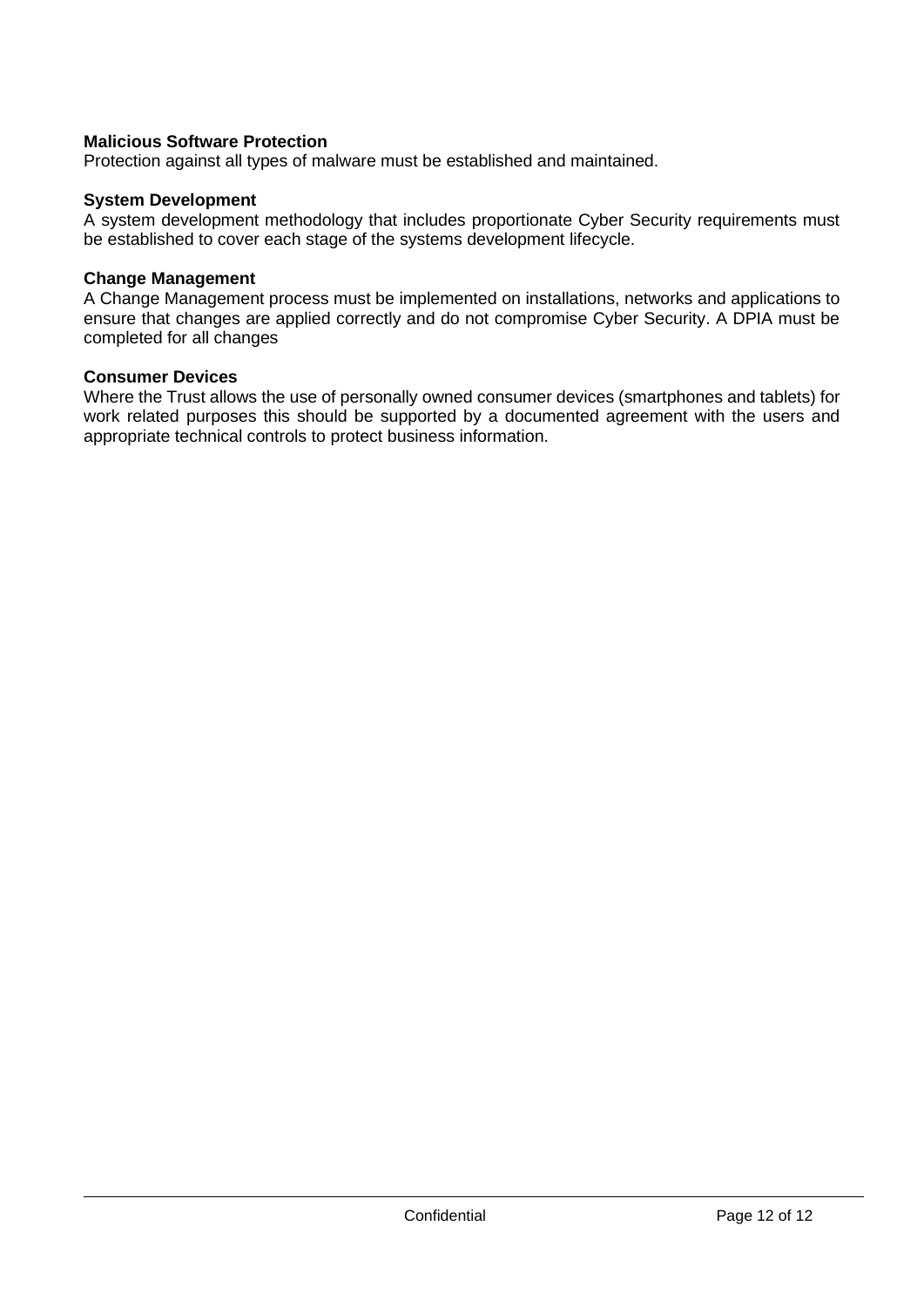**Malicious Software Protection**
Protection against all types of malware must be established and maintained.

**System Development**
A system development methodology that includes proportionate Cyber Security requirements must be established to cover each stage of the systems development lifecycle.

**Change Management**
A Change Management process must be implemented on installations, networks and applications to ensure that changes are applied correctly and do not compromise Cyber Security. A DPIA must be completed for all changes

**Consumer Devices**
Where the Trust allows the use of personally owned consumer devices (smartphones and tablets) for work related purposes this should be supported by a documented agreement with the users and appropriate technical controls to protect business information.